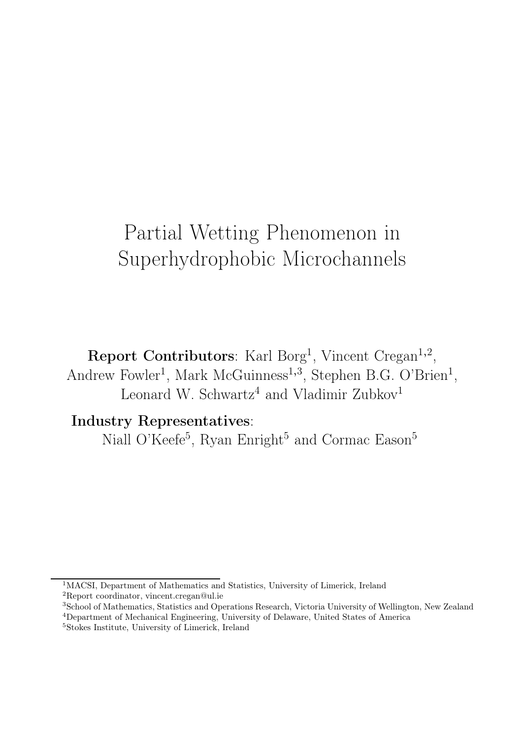# Partial Wetting Phenomenon in Superhydrophobic Microchannels

**Report Contributors**: Karl Borg[1], Vincent Cregan[1,2], Andrew Fowler[1], Mark McGuinness[1,3], Stephen B.G. O'Brien[1], Leonard W. Schwartz[4] and Vladimir Zubkov[1]

**Industry Representatives**:
Niall O'Keefe[5], Ryan Enright[5] and Cormac Eason[5]

---

[1]MACSI, Department of Mathematics and Statistics, University of Limerick, Ireland
[2]Report coordinator, vincent.cregan@ul.ie
[3]School of Mathematics, Statistics and Operations Research, Victoria University of Wellington, New Zealand
[4]Department of Mechanical Engineering, University of Delaware, United States of America
[5]Stokes Institute, University of Limerick, Ireland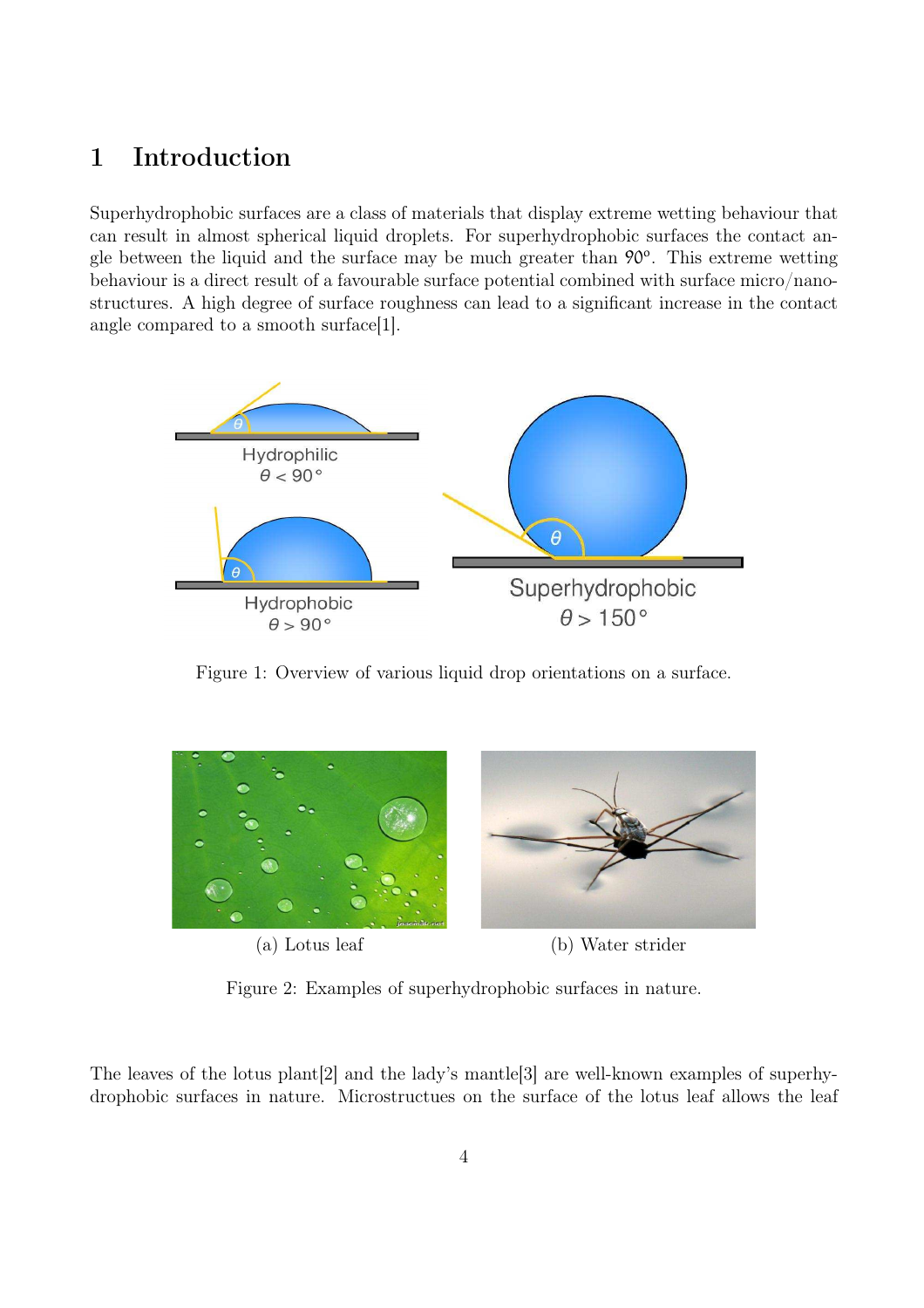# 1 Introduction

Superhydrophobic surfaces are a class of materials that display extreme wetting behaviour that can result in almost spherical liquid droplets. For superhydrophobic surfaces the contact angle between the liquid and the surface may be much greater than 90°. This extreme wetting behaviour is a direct result of a favourable surface potential combined with surface micro/nano-structures. A high degree of surface roughness can lead to a significant increase in the contact angle compared to a smooth surface[1].

Figure 1: Overview of various liquid drop orientations on a surface.

(a) Lotus leaf

(b) Water strider

Figure 2: Examples of superhydrophobic surfaces in nature.

The leaves of the lotus plant[2] and the lady's mantle[3] are well-known examples of superhydrophobic surfaces in nature. Microstructues on the surface of the lotus leaf allows the leaf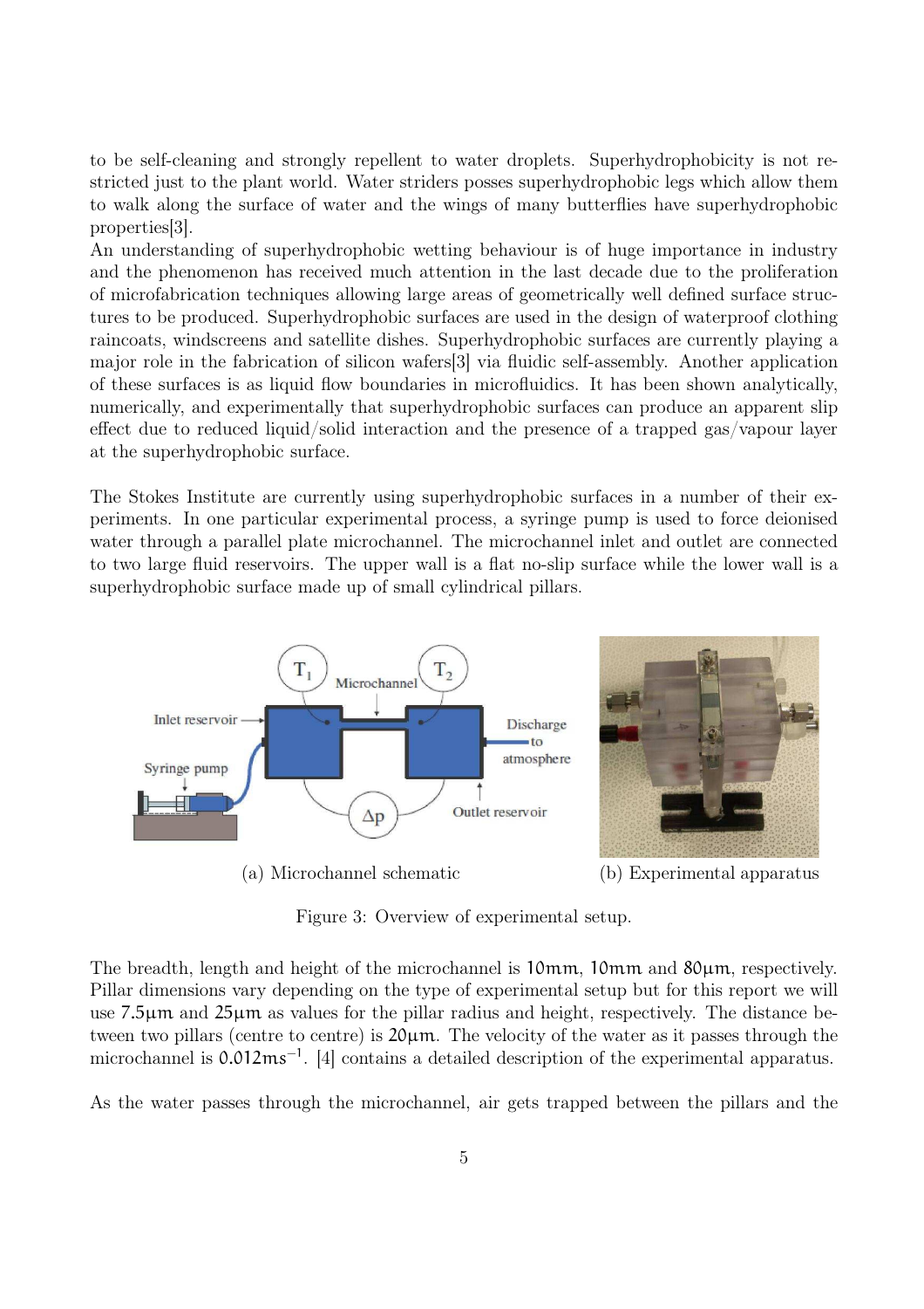to be self-cleaning and strongly repellent to water droplets. Superhydrophobicity is not restricted just to the plant world. Water striders posses superhydrophobic legs which allow them to walk along the surface of water and the wings of many butterflies have superhydrophobic properties[3].
An understanding of superhydrophobic wetting behaviour is of huge importance in industry and the phenomenon has received much attention in the last decade due to the proliferation of microfabrication techniques allowing large areas of geometrically well defined surface structures to be produced. Superhydrophobic surfaces are used in the design of waterproof clothing raincoats, windscreens and satellite dishes. Superhydrophobic surfaces are currently playing a major role in the fabrication of silicon wafers[3] via fluidic self-assembly. Another application of these surfaces is as liquid flow boundaries in microfluidics. It has been shown analytically, numerically, and experimentally that superhydrophobic surfaces can produce an apparent slip effect due to reduced liquid/solid interaction and the presence of a trapped gas/vapour layer at the superhydrophobic surface.

The Stokes Institute are currently using superhydrophobic surfaces in a number of their experiments. In one particular experimental process, a syringe pump is used to force deionised water through a parallel plate microchannel. The microchannel inlet and outlet are connected to two large fluid reservoirs. The upper wall is a flat no-slip surface while the lower wall is a superhydrophobic surface made up of small cylindrical pillars.

(a) Microchannel schematic

(b) Experimental apparatus

Figure 3: Overview of experimental setup.

The breadth, length and height of the microchannel is $10\mathrm{mm}$, $10\mathrm{mm}$ and $80\mu\mathrm{m}$, respectively. Pillar dimensions vary depending on the type of experimental setup but for this report we will use $7.5\mu\mathrm{m}$ and $25\mu\mathrm{m}$ as values for the pillar radius and height, respectively. The distance between two pillars (centre to centre) is $20\mu\mathrm{m}$. The velocity of the water as it passes through the microchannel is $0.012\mathrm{ms}^{-1}$. [4] contains a detailed description of the experimental apparatus.

As the water passes through the microchannel, air gets trapped between the pillars and the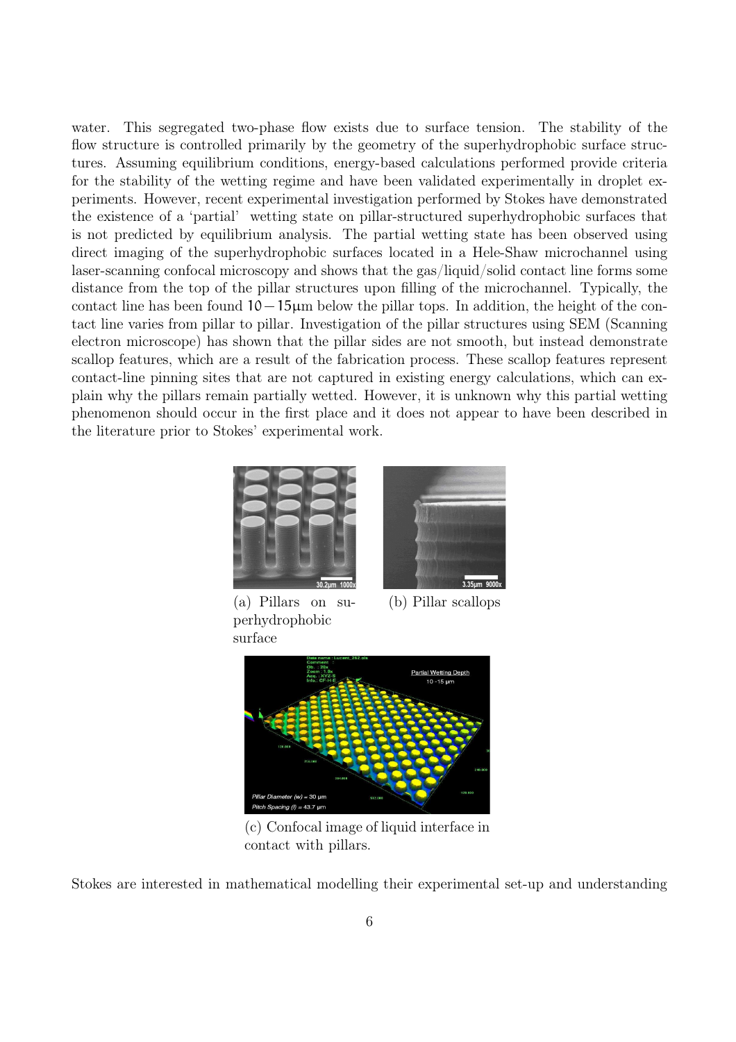water. This segregated two-phase flow exists due to surface tension. The stability of the flow structure is controlled primarily by the geometry of the superhydrophobic surface structures. Assuming equilibrium conditions, energy-based calculations performed provide criteria for the stability of the wetting regime and have been validated experimentally in droplet experiments. However, recent experimental investigation performed by Stokes have demonstrated the existence of a 'partial' wetting state on pillar-structured superhydrophobic surfaces that is not predicted by equilibrium analysis. The partial wetting state has been observed using direct imaging of the superhydrophobic surfaces located in a Hele-Shaw microchannel using laser-scanning confocal microscopy and shows that the gas/liquid/solid contact line forms some distance from the top of the pillar structures upon filling of the microchannel. Typically, the contact line has been found $10-15\mu\text{m}$ below the pillar tops. In addition, the height of the contact line varies from pillar to pillar. Investigation of the pillar structures using SEM (Scanning electron microscope) has shown that the pillar sides are not smooth, but instead demonstrate scallop features, which are a result of the fabrication process. These scallop features represent contact-line pinning sites that are not captured in existing energy calculations, which can explain why the pillars remain partially wetted. However, it is unknown why this partial wetting phenomenon should occur in the first place and it does not appear to have been described in the literature prior to Stokes' experimental work.

(a) Pillars on superhydrophobic surface

(b) Pillar scallops

(c) Confocal image of liquid interface in contact with pillars.

Stokes are interested in mathematical modelling their experimental set-up and understanding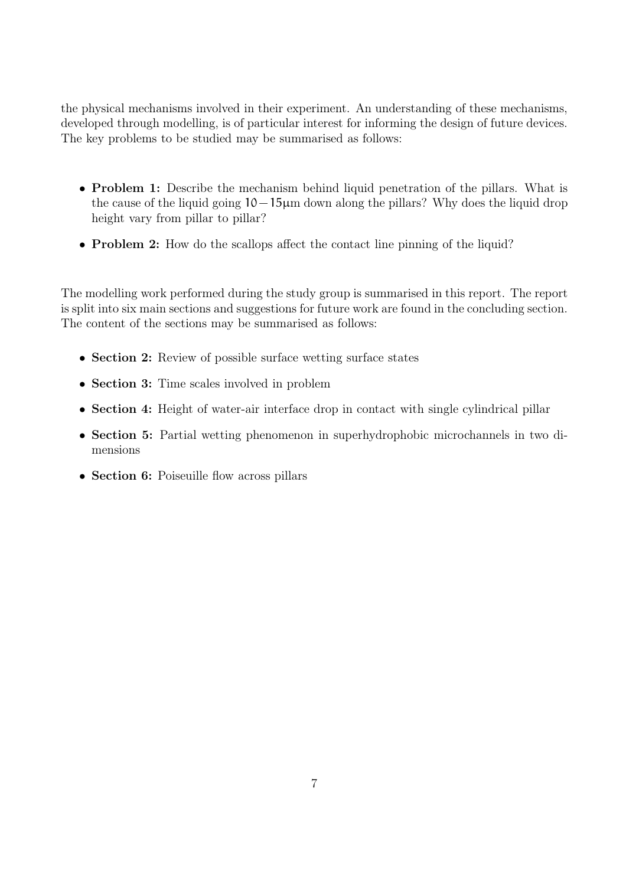the physical mechanisms involved in their experiment. An understanding of these mechanisms, developed through modelling, is of particular interest for informing the design of future devices. The key problems to be studied may be summarised as follows:

- **Problem 1:** Describe the mechanism behind liquid penetration of the pillars. What is the cause of the liquid going $10-15\mu$m down along the pillars? Why does the liquid drop height vary from pillar to pillar?
- **Problem 2:** How do the scallops affect the contact line pinning of the liquid?

The modelling work performed during the study group is summarised in this report. The report is split into six main sections and suggestions for future work are found in the concluding section. The content of the sections may be summarised as follows:

- **Section 2:** Review of possible surface wetting surface states
- **Section 3:** Time scales involved in problem
- **Section 4:** Height of water-air interface drop in contact with single cylindrical pillar
- **Section 5:** Partial wetting phenomenon in superhydrophobic microchannels in two dimensions
- **Section 6:** Poiseuille flow across pillars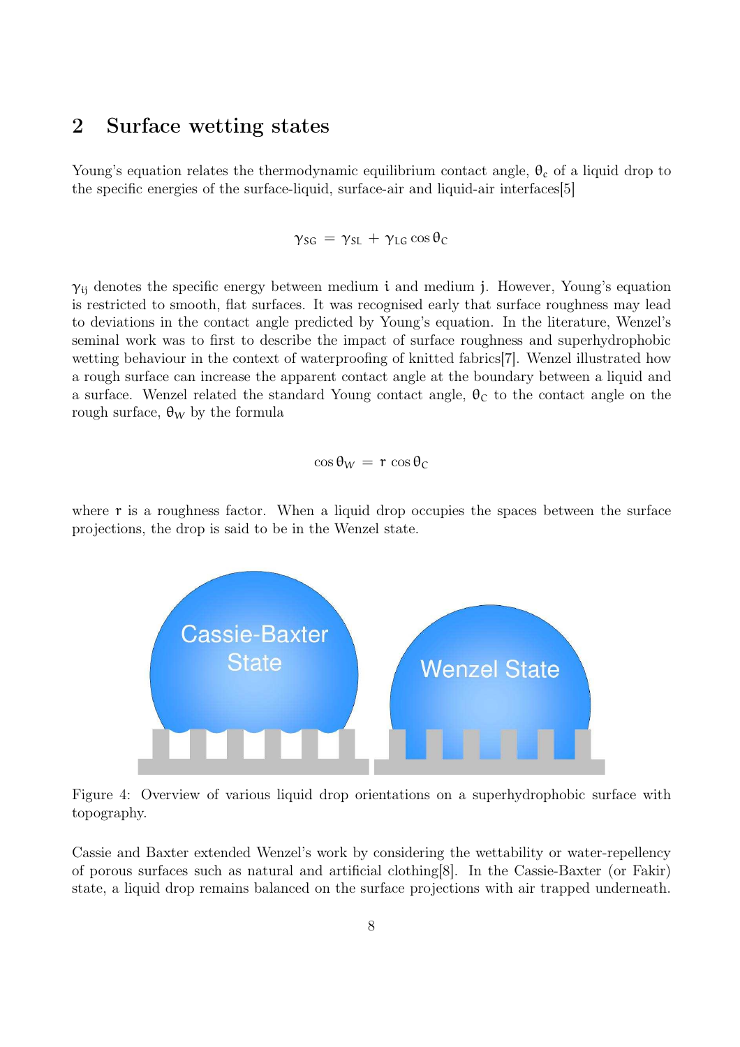## 2 Surface wetting states

Young's equation relates the thermodynamic equilibrium contact angle, $\theta_c$ of a liquid drop to the specific energies of the surface-liquid, surface-air and liquid-air interfaces[5]

$$\gamma_{SG} = \gamma_{SL} + \gamma_{LG} \cos\theta_C$$

$\gamma_{ij}$ denotes the specific energy between medium $i$ and medium $j$. However, Young's equation is restricted to smooth, flat surfaces. It was recognised early that surface roughness may lead to deviations in the contact angle predicted by Young's equation. In the literature, Wenzel's seminal work was to first to describe the impact of surface roughness and superhydrophobic wetting behaviour in the context of waterproofing of knitted fabrics[7]. Wenzel illustrated how a rough surface can increase the apparent contact angle at the boundary between a liquid and a surface. Wenzel related the standard Young contact angle, $\theta_C$ to the contact angle on the rough surface, $\theta_W$ by the formula

$$\cos\theta_W = r \cos\theta_C$$

where $r$ is a roughness factor. When a liquid drop occupies the spaces between the surface projections, the drop is said to be in the Wenzel state.

Figure 4: Overview of various liquid drop orientations on a superhydrophobic surface with topography.

Cassie and Baxter extended Wenzel's work by considering the wettability or water-repellency of porous surfaces such as natural and artificial clothing[8]. In the Cassie-Baxter (or Fakir) state, a liquid drop remains balanced on the surface projections with air trapped underneath.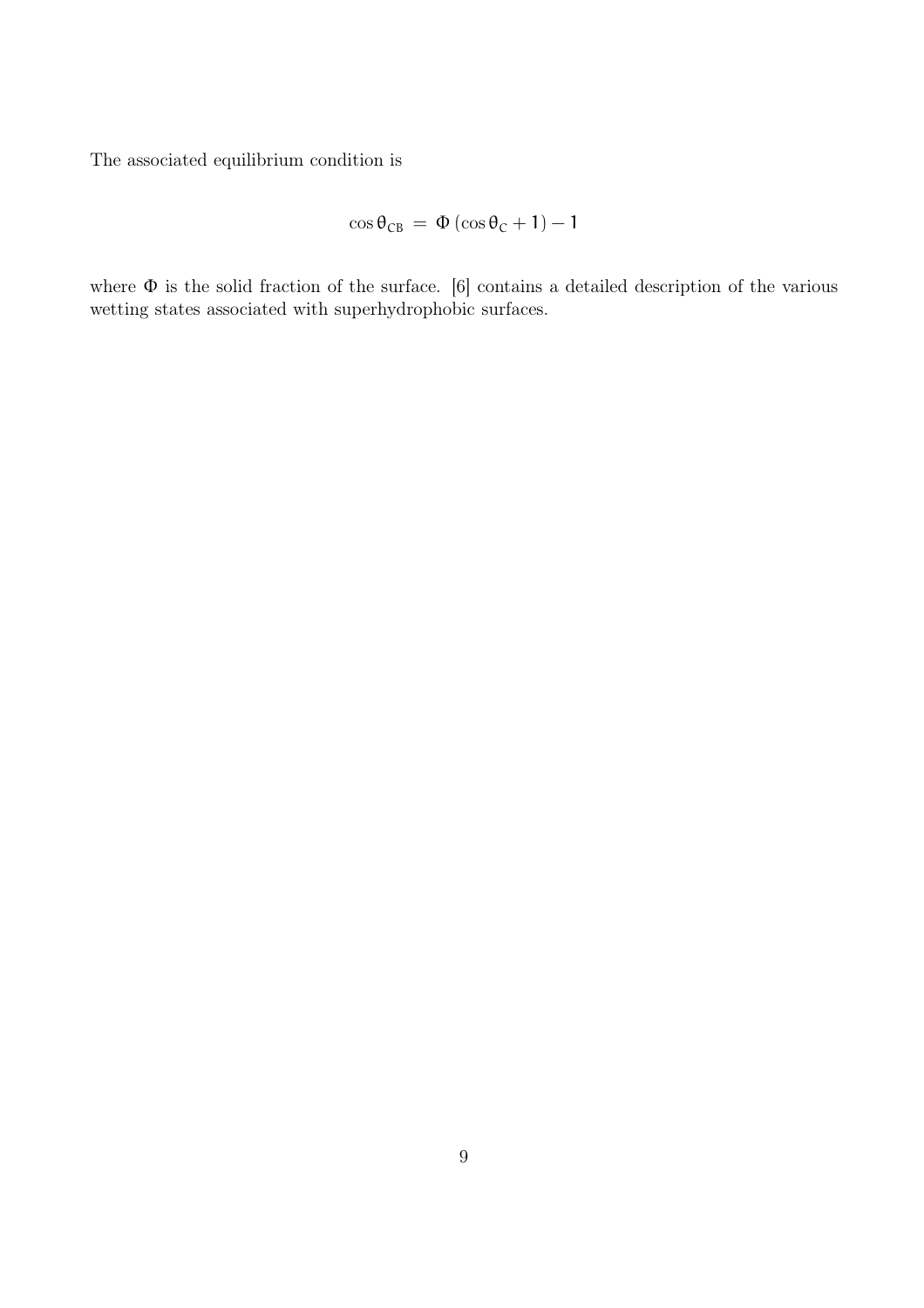The associated equilibrium condition is

$$\cos\theta_{CB} = \Phi(\cos\theta_C + 1) - 1$$

where $\Phi$ is the solid fraction of the surface. [6] contains a detailed description of the various wetting states associated with superhydrophobic surfaces.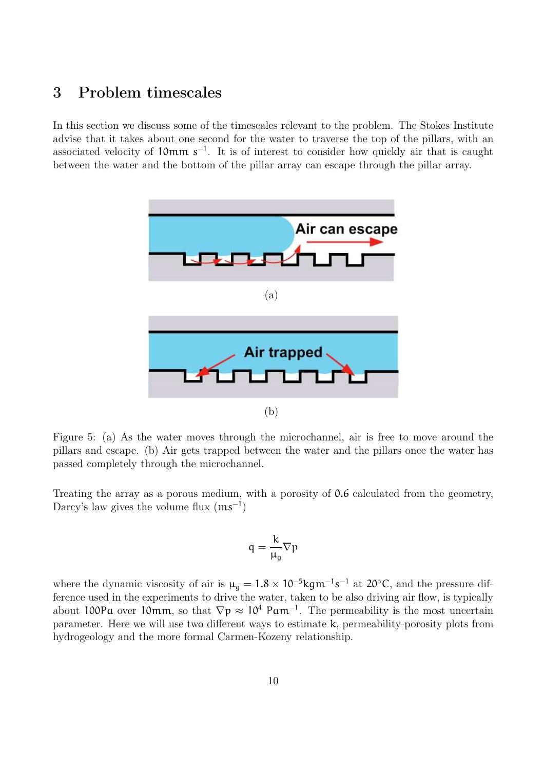# 3 Problem timescales

In this section we discuss some of the timescales relevant to the problem. The Stokes Institute advise that it takes about one second for the water to traverse the top of the pillars, with an associated velocity of $10\text{mm s}^{-1}$. It is of interest to consider how quickly air that is caught between the water and the bottom of the pillar array can escape through the pillar array.

(a)

(b)

Figure 5: (a) As the water moves through the microchannel, air is free to move around the pillars and escape. (b) Air gets trapped between the water and the pillars once the water has passed completely through the microchannel.

Treating the array as a porous medium, with a porosity of $0.6$ calculated from the geometry, Darcy's law gives the volume flux ($\text{ms}^{-1}$)

$$q = \frac{k}{\mu_g}\nabla p$$

where the dynamic viscosity of air is $\mu_g = 1.8 \times 10^{-5}\text{kgm}^{-1}\text{s}^{-1}$ at $20^{\circ}\text{C}$, and the pressure difference used in the experiments to drive the water, taken to be also driving air flow, is typically about $100\text{Pa}$ over $10\text{mm}$, so that $\nabla p \approx 10^4\ \text{Pam}^{-1}$. The permeability is the most uncertain parameter. Here we will use two different ways to estimate $k$, permeability-porosity plots from hydrogeology and the more formal Carmen-Kozeny relationship.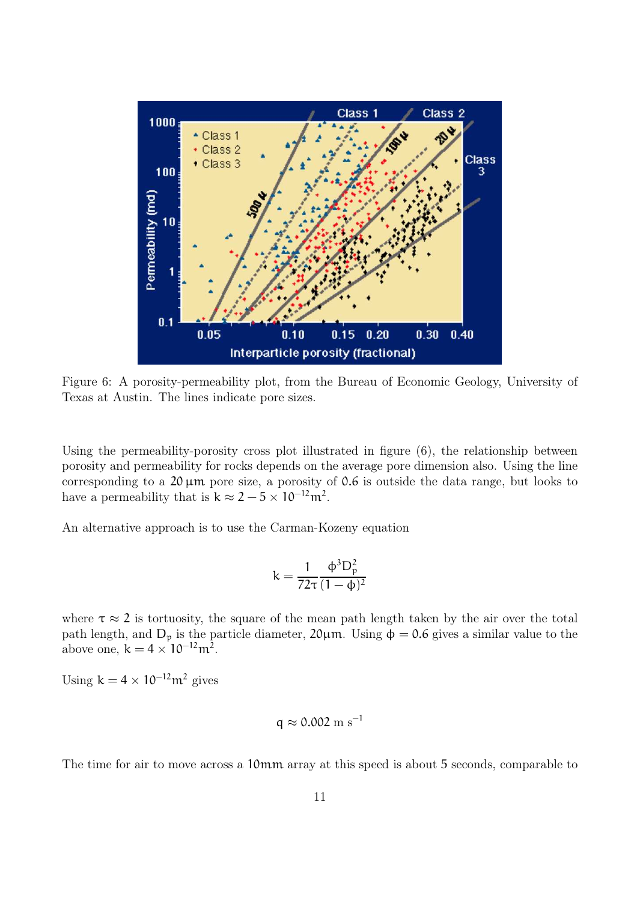Figure 6: A porosity-permeability plot, from the Bureau of Economic Geology, University of Texas at Austin. The lines indicate pore sizes.

Using the permeability-porosity cross plot illustrated in figure (6), the relationship between porosity and permeability for rocks depends on the average pore dimension also. Using the line corresponding to a $20\,\mu m$ pore size, a porosity of $0.6$ is outside the data range, but looks to have a permeability that is $k \approx 2 - 5 \times 10^{-12} m^2$.

An alternative approach is to use the Carman-Kozeny equation

$$k = \frac{1}{72\tau} \frac{\phi^3 D_p^2}{(1-\phi)^2}$$

where $\tau \approx 2$ is tortuosity, the square of the mean path length taken by the air over the total path length, and $D_p$ is the particle diameter, $20\mu m$. Using $\phi = 0.6$ gives a similar value to the above one, $k = 4 \times 10^{-12} m^2$.

Using $k = 4 \times 10^{-12} m^2$ gives

$$q \approx 0.002 \text{ m s}^{-1}$$

The time for air to move across a $10mm$ array at this speed is about 5 seconds, comparable to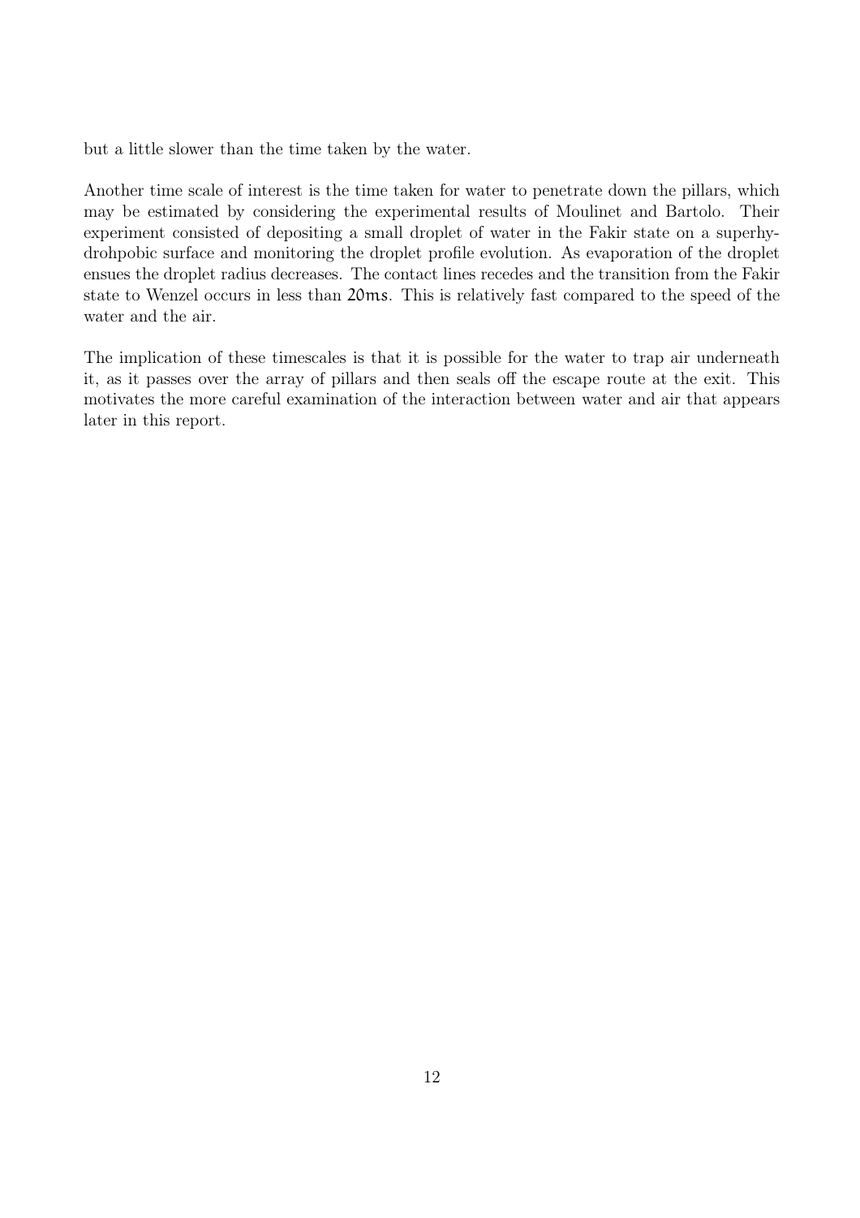but a little slower than the time taken by the water.

Another time scale of interest is the time taken for water to penetrate down the pillars, which may be estimated by considering the experimental results of Moulinet and Bartolo. Their experiment consisted of depositing a small droplet of water in the Fakir state on a superhydrohpobic surface and monitoring the droplet profile evolution. As evaporation of the droplet ensues the droplet radius decreases. The contact lines recedes and the transition from the Fakir state to Wenzel occurs in less than $20\mathrm{ms}$. This is relatively fast compared to the speed of the water and the air.

The implication of these timescales is that it is possible for the water to trap air underneath it, as it passes over the array of pillars and then seals off the escape route at the exit. This motivates the more careful examination of the interaction between water and air that appears later in this report.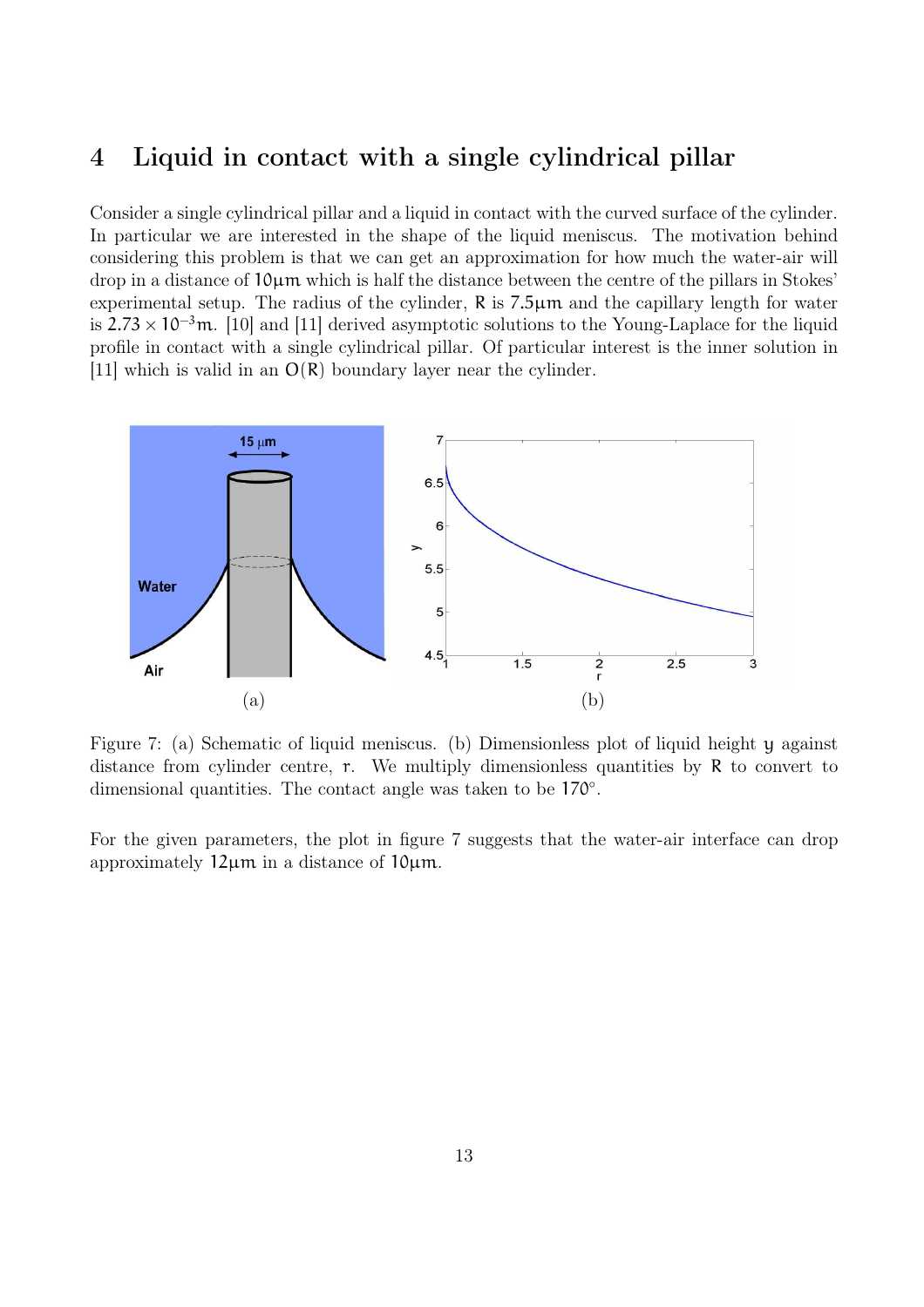## 4 Liquid in contact with a single cylindrical pillar

Consider a single cylindrical pillar and a liquid in contact with the curved surface of the cylinder. In particular we are interested in the shape of the liquid meniscus. The motivation behind considering this problem is that we can get an approximation for how much the water-air will drop in a distance of $10\mu m$ which is half the distance between the centre of the pillars in Stokes' experimental setup. The radius of the cylinder, $R$ is $7.5\mu m$ and the capillary length for water is $2.73 \times 10^{-3}m$. [10] and [11] derived asymptotic solutions to the Young-Laplace for the liquid profile in contact with a single cylindrical pillar. Of particular interest is the inner solution in [11] which is valid in an $O(R)$ boundary layer near the cylinder.

Figure 7: (a) Schematic of liquid meniscus. (b) Dimensionless plot of liquid height $y$ against distance from cylinder centre, $r$. We multiply dimensionless quantities by $R$ to convert to dimensional quantities. The contact angle was taken to be $170°$.

For the given parameters, the plot in figure 7 suggests that the water-air interface can drop approximately $12\mu m$ in a distance of $10\mu m$.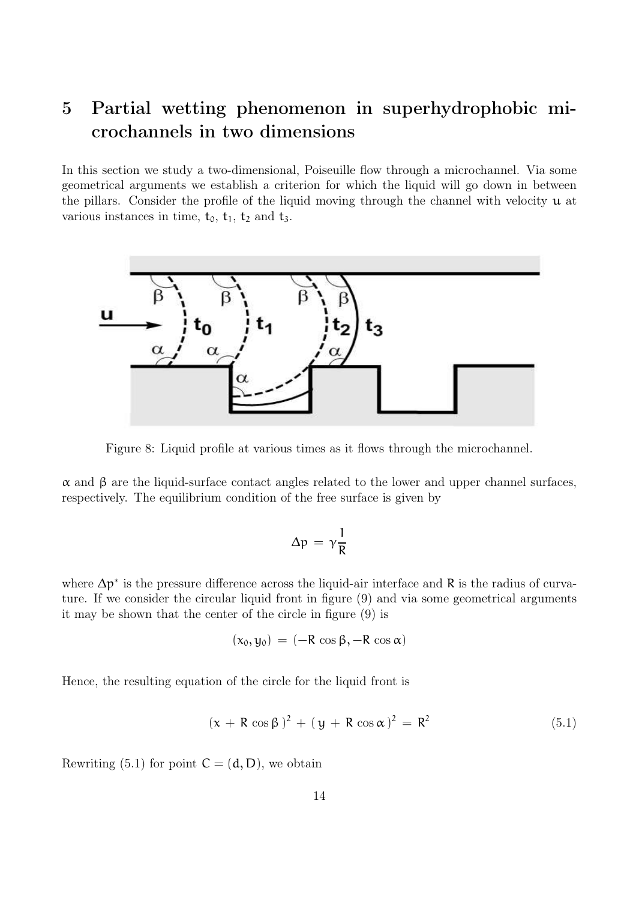# 5 Partial wetting phenomenon in superhydrophobic microchannels in two dimensions

In this section we study a two-dimensional, Poiseuille flow through a microchannel. Via some geometrical arguments we establish a criterion for which the liquid will go down in between the pillars. Consider the profile of the liquid moving through the channel with velocity $u$ at various instances in time, $t_0$, $t_1$, $t_2$ and $t_3$.

Figure 8: Liquid profile at various times as it flows through the microchannel.

$\alpha$ and $\beta$ are the liquid-surface contact angles related to the lower and upper channel surfaces, respectively. The equilibrium condition of the free surface is given by

$$\Delta p = \gamma \frac{1}{R}$$

where $\Delta p^*$ is the pressure difference across the liquid-air interface and $R$ is the radius of curvature. If we consider the circular liquid front in figure (9) and via some geometrical arguments it may be shown that the center of the circle in figure (9) is

$$(x_0, y_0) = (-R\cos\beta, -R\cos\alpha)$$

Hence, the resulting equation of the circle for the liquid front is

$$(x + R\cos\beta)^2 + (y + R\cos\alpha)^2 = R^2 \tag{5.1}$$

Rewriting (5.1) for point $C = (d, D)$, we obtain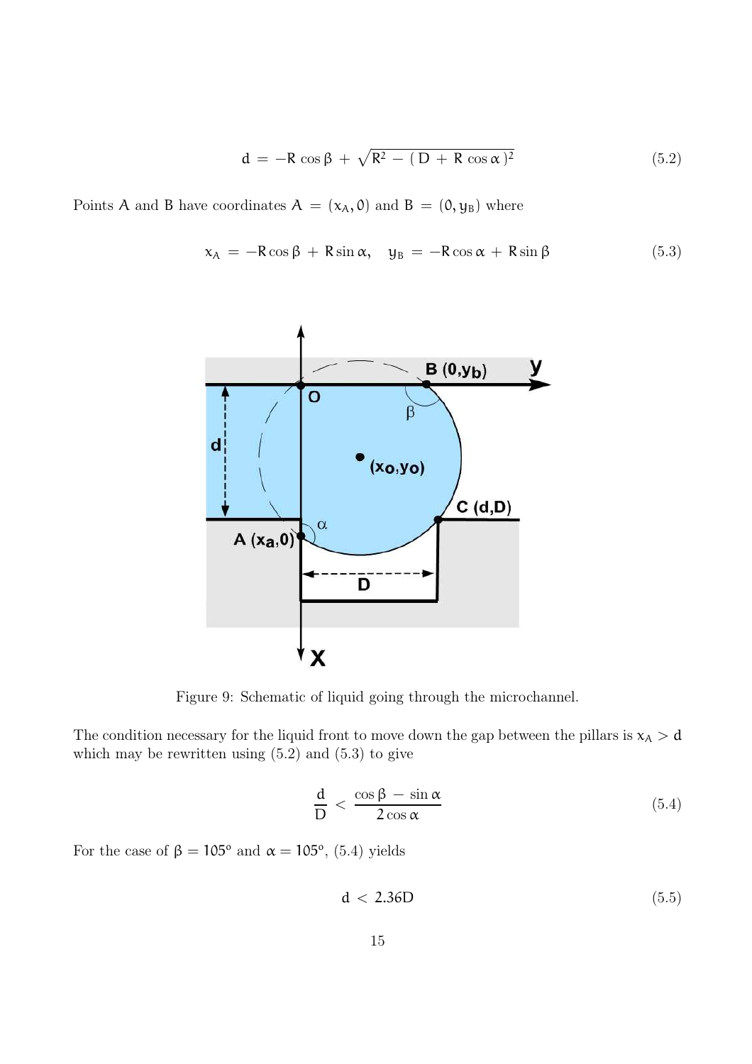$$d = -R\cos\beta + \sqrt{R^2 - (D + R\cos\alpha)^2} \tag{5.2}$$

Points A and B have coordinates $A = (x_A, 0)$ and $B = (0, y_B)$ where

$$x_A = -R\cos\beta + R\sin\alpha, \quad y_B = -R\cos\alpha + R\sin\beta \tag{5.3}$$

Figure 9: Schematic of liquid going through the microchannel.

The condition necessary for the liquid front to move down the gap between the pillars is $x_A > d$ which may be rewritten using (5.2) and (5.3) to give

$$\frac{d}{D} < \frac{\cos\beta - \sin\alpha}{2\cos\alpha} \tag{5.4}$$

For the case of $\beta = 105^o$ and $\alpha = 105^o$, (5.4) yields

$$d < 2.36D \tag{5.5}$$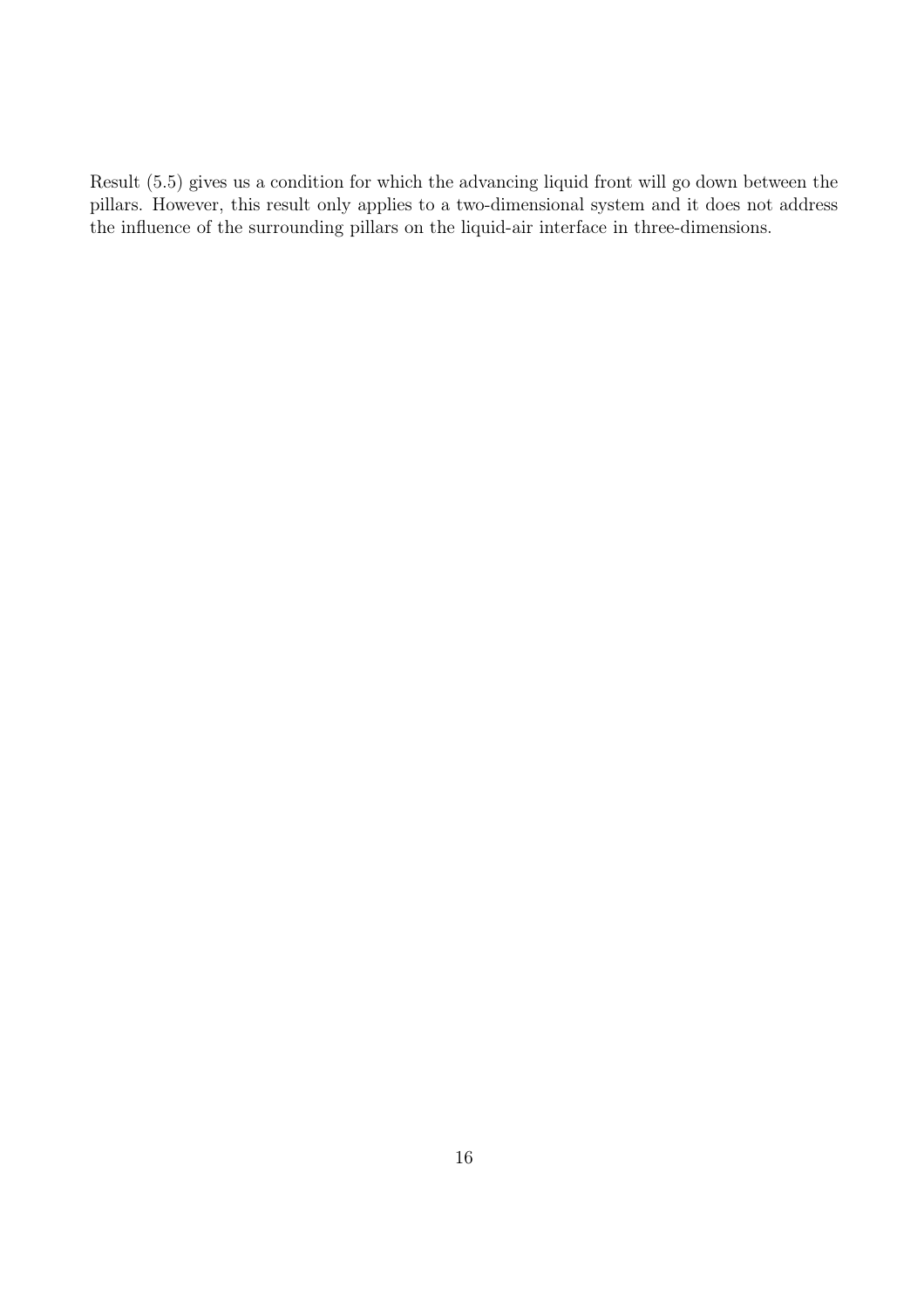Result (5.5) gives us a condition for which the advancing liquid front will go down between the pillars. However, this result only applies to a two-dimensional system and it does not address the influence of the surrounding pillars on the liquid-air interface in three-dimensions.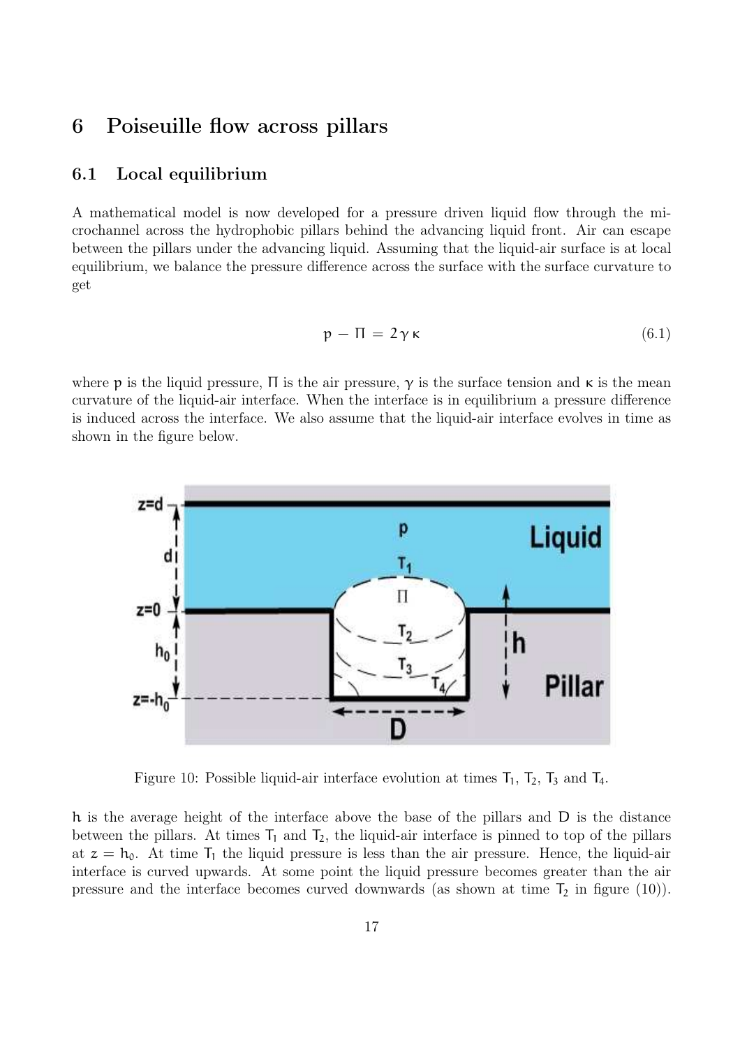# 6 Poiseuille flow across pillars

## 6.1 Local equilibrium

A mathematical model is now developed for a pressure driven liquid flow through the microchannel across the hydrophobic pillars behind the advancing liquid front. Air can escape between the pillars under the advancing liquid. Assuming that the liquid-air surface is at local equilibrium, we balance the pressure difference across the surface with the surface curvature to get

$$p - \Pi = 2\gamma\kappa \tag{6.1}$$

where $p$ is the liquid pressure, $\Pi$ is the air pressure, $\gamma$ is the surface tension and $\kappa$ is the mean curvature of the liquid-air interface. When the interface is in equilibrium a pressure difference is induced across the interface. We also assume that the liquid-air interface evolves in time as shown in the figure below.

Figure 10: Possible liquid-air interface evolution at times $T_1$, $T_2$, $T_3$ and $T_4$.

$h$ is the average height of the interface above the base of the pillars and $D$ is the distance between the pillars. At times $T_1$ and $T_2$, the liquid-air interface is pinned to top of the pillars at $z = h_0$. At time $T_1$ the liquid pressure is less than the air pressure. Hence, the liquid-air interface is curved upwards. At some point the liquid pressure becomes greater than the air pressure and the interface becomes curved downwards (as shown at time $T_2$ in figure (10)).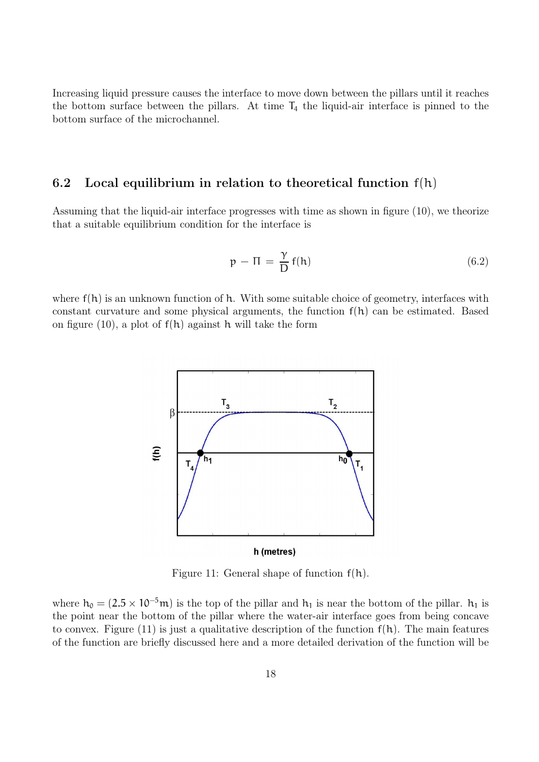Increasing liquid pressure causes the interface to move down between the pillars until it reaches the bottom surface between the pillars. At time $T_4$ the liquid-air interface is pinned to the bottom surface of the microchannel.

## 6.2 Local equilibrium in relation to theoretical function $f(h)$

Assuming that the liquid-air interface progresses with time as shown in figure (10), we theorize that a suitable equilibrium condition for the interface is

$$p - \Pi = \frac{\gamma}{D} f(h) \tag{6.2}$$

where $f(h)$ is an unknown function of $h$. With some suitable choice of geometry, interfaces with constant curvature and some physical arguments, the function $f(h)$ can be estimated. Based on figure (10), a plot of $f(h)$ against $h$ will take the form

Figure 11: General shape of function $f(h)$.

where $h_0 = (2.5 \times 10^{-5}\text{m})$ is the top of the pillar and $h_1$ is near the bottom of the pillar. $h_1$ is the point near the bottom of the pillar where the water-air interface goes from being concave to convex. Figure (11) is just a qualitative description of the function $f(h)$. The main features of the function are briefly discussed here and a more detailed derivation of the function will be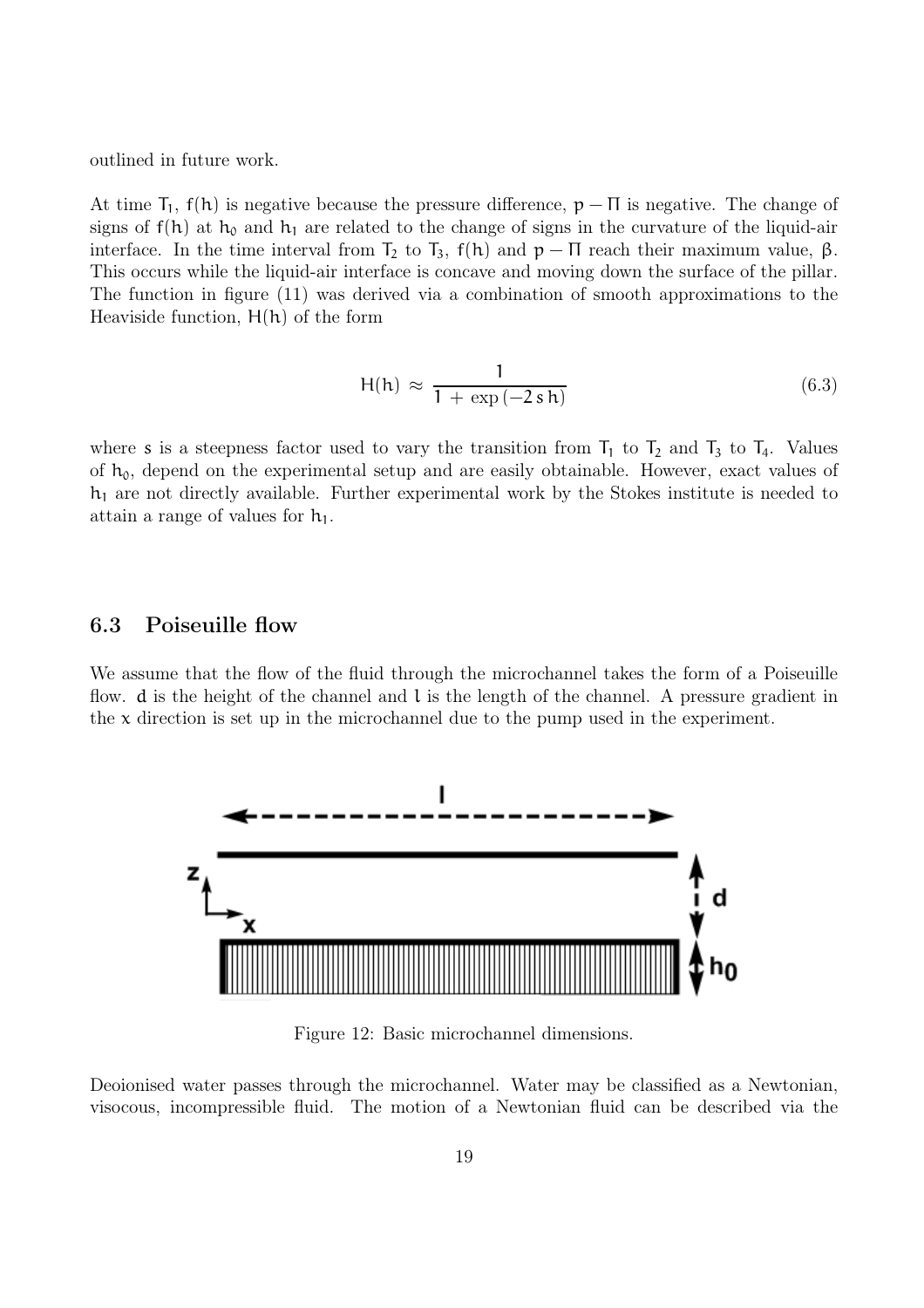outlined in future work.

At time $T_1$, $f(h)$ is negative because the pressure difference, $p - \Pi$ is negative. The change of signs of $f(h)$ at $h_0$ and $h_1$ are related to the change of signs in the curvature of the liquid-air interface. In the time interval from $T_2$ to $T_3$, $f(h)$ and $p - \Pi$ reach their maximum value, $\beta$. This occurs while the liquid-air interface is concave and moving down the surface of the pillar. The function in figure (11) was derived via a combination of smooth approximations to the Heaviside function, $H(h)$ of the form

$$H(h) \approx \frac{1}{1 + \exp(-2\, s\, h)} \tag{6.3}$$

where $s$ is a steepness factor used to vary the transition from $T_1$ to $T_2$ and $T_3$ to $T_4$. Values of $h_0$, depend on the experimental setup and are easily obtainable. However, exact values of $h_1$ are not directly available. Further experimental work by the Stokes institute is needed to attain a range of values for $h_1$.

## 6.3 Poiseuille flow

We assume that the flow of the fluid through the microchannel takes the form of a Poiseuille flow. $d$ is the height of the channel and $l$ is the length of the channel. A pressure gradient in the $x$ direction is set up in the microchannel due to the pump used in the experiment.

Figure 12: Basic microchannel dimensions.

Deoionised water passes through the microchannel. Water may be classified as a Newtonian, visocous, incompressible fluid. The motion of a Newtonian fluid can be described via the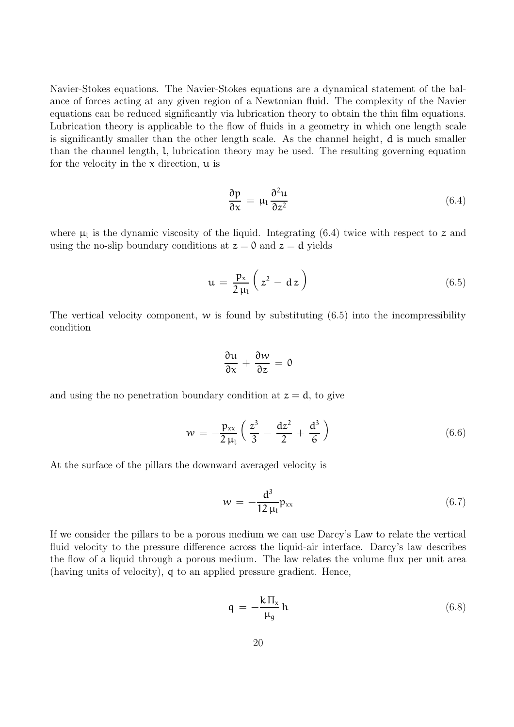Navier-Stokes equations. The Navier-Stokes equations are a dynamical statement of the balance of forces acting at any given region of a Newtonian fluid. The complexity of the Navier equations can be reduced significantly via lubrication theory to obtain the thin film equations. Lubrication theory is applicable to the flow of fluids in a geometry in which one length scale is significantly smaller than the other length scale. As the channel height, $d$ is much smaller than the channel length, $l$, lubrication theory may be used. The resulting governing equation for the velocity in the $x$ direction, $u$ is

$$\frac{\partial p}{\partial x} = \mu_l \frac{\partial^2 u}{\partial z^2} \tag{6.4}$$

where $\mu_l$ is the dynamic viscosity of the liquid. Integrating (6.4) twice with respect to $z$ and using the no-slip boundary conditions at $z = 0$ and $z = d$ yields

$$u = \frac{p_x}{2\,\mu_l}\left( z^2 - d\,z \right) \tag{6.5}$$

The vertical velocity component, $w$ is found by substituting (6.5) into the incompressibility condition

$$\frac{\partial u}{\partial x} + \frac{\partial w}{\partial z} = 0$$

and using the no penetration boundary condition at $z = d$, to give

$$w = -\frac{p_{xx}}{2\,\mu_l}\left( \frac{z^3}{3} - \frac{dz^2}{2} + \frac{d^3}{6} \right) \tag{6.6}$$

At the surface of the pillars the downward averaged velocity is

$$w = -\frac{d^3}{12\,\mu_l} p_{xx} \tag{6.7}$$

If we consider the pillars to be a porous medium we can use Darcy's Law to relate the vertical fluid velocity to the pressure difference across the liquid-air interface. Darcy's law describes the flow of a liquid through a porous medium. The law relates the volume flux per unit area (having units of velocity), $q$ to an applied pressure gradient. Hence,

$$q = -\frac{k\,\Pi_x}{\mu_g}\,h \tag{6.8}$$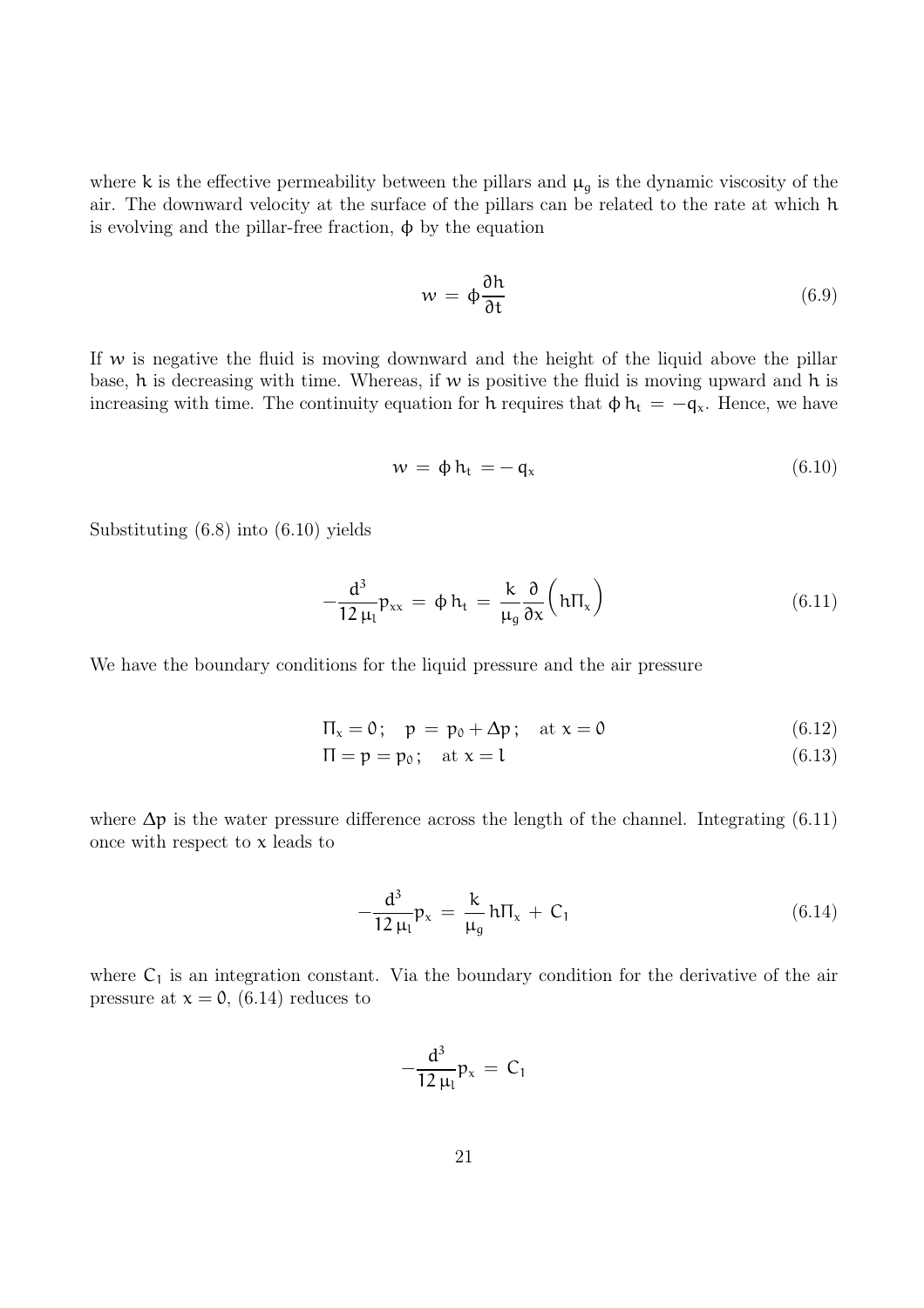where $k$ is the effective permeability between the pillars and $\mu_g$ is the dynamic viscosity of the air. The downward velocity at the surface of the pillars can be related to the rate at which $h$ is evolving and the pillar-free fraction, $\phi$ by the equation

$$w = \phi \frac{\partial h}{\partial t} \tag{6.9}$$

If $w$ is negative the fluid is moving downward and the height of the liquid above the pillar base, $h$ is decreasing with time. Whereas, if $w$ is positive the fluid is moving upward and $h$ is increasing with time. The continuity equation for $h$ requires that $\phi \, h_t = -q_x$. Hence, we have

$$w = \phi \, h_t = -\, q_x \tag{6.10}$$

Substituting (6.8) into (6.10) yields

$$-\frac{d^3}{12\,\mu_l} p_{xx} = \phi \, h_t = \frac{k}{\mu_g} \frac{\partial}{\partial x} \Big( h \Pi_x \Big) \tag{6.11}$$

We have the boundary conditions for the liquid pressure and the air pressure

$$\Pi_x = 0\,; \quad p = p_0 + \Delta p\,; \quad \text{at } x = 0 \tag{6.12}$$

$$\Pi = p = p_0\,; \quad \text{at } x = l \tag{6.13}$$

where $\Delta p$ is the water pressure difference across the length of the channel. Integrating (6.11) once with respect to $x$ leads to

$$-\frac{d^3}{12\,\mu_l} p_x = \frac{k}{\mu_g} h \Pi_x + C_1 \tag{6.14}$$

where $C_1$ is an integration constant. Via the boundary condition for the derivative of the air pressure at $x = 0$, (6.14) reduces to

$$-\frac{d^3}{12\,\mu_l} p_x = C_1$$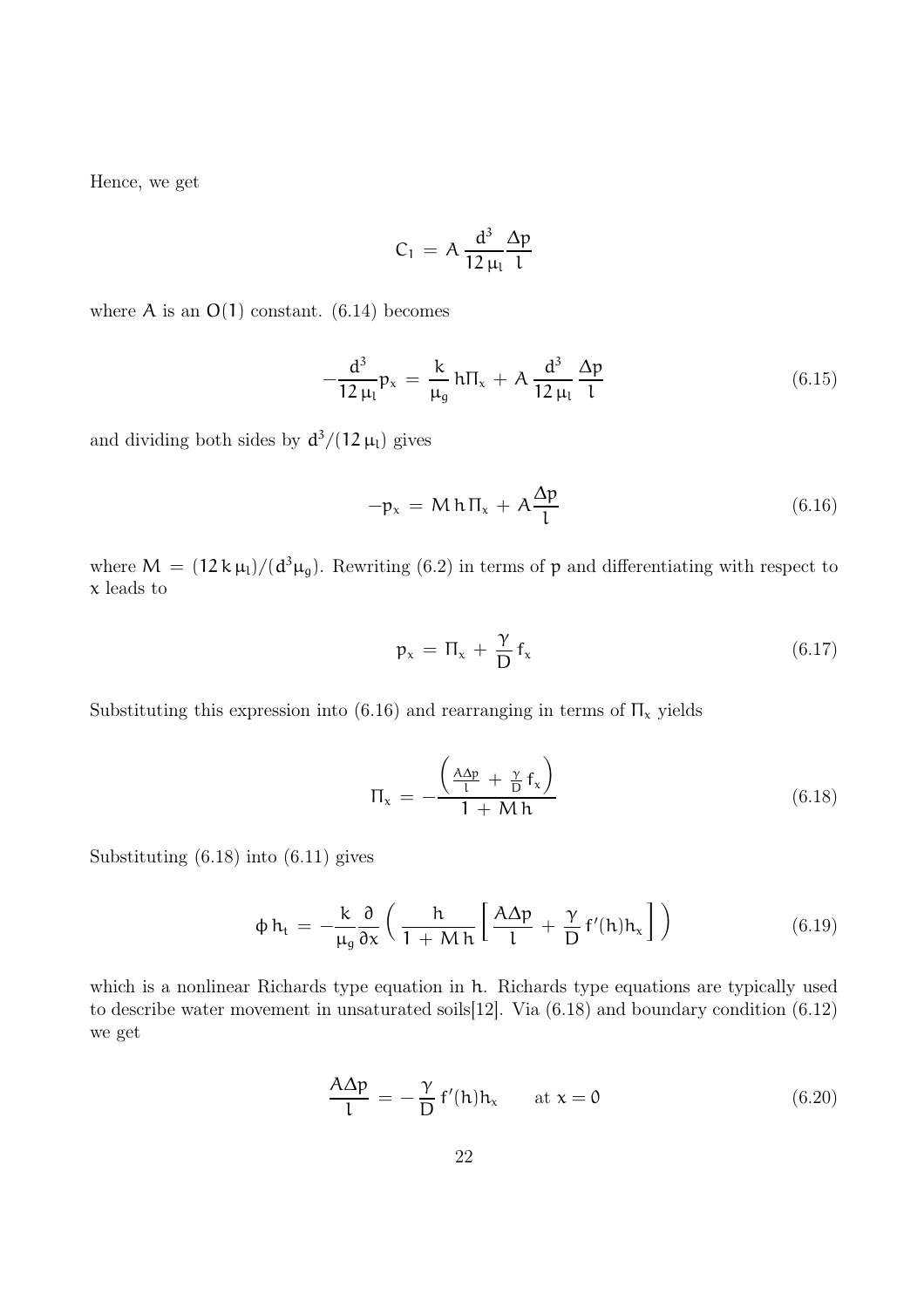Hence, we get

$$C_1 = A \frac{d^3}{12 \mu_l} \frac{\Delta p}{l}$$

where $A$ is an $O(1)$ constant. (6.14) becomes

$$-\frac{d^3}{12 \mu_l} p_x = \frac{k}{\mu_g} h \Pi_x + A \frac{d^3}{12 \mu_l} \frac{\Delta p}{l} \tag{6.15}$$

and dividing both sides by $d^3/(12 \mu_l)$ gives

$$-p_x = M h \Pi_x + A \frac{\Delta p}{l} \tag{6.16}$$

where $M = (12 k \mu_l)/(d^3 \mu_g)$. Rewriting (6.2) in terms of $p$ and differentiating with respect to $x$ leads to

$$p_x = \Pi_x + \frac{\gamma}{D} f_x \tag{6.17}$$

Substituting this expression into (6.16) and rearranging in terms of $\Pi_x$ yields

$$\Pi_x = -\frac{\left( \frac{A \Delta p}{l} + \frac{\gamma}{D} f_x \right)}{1 + M h} \tag{6.18}$$

Substituting (6.18) into (6.11) gives

$$\phi \, h_t = -\frac{k}{\mu_g} \frac{\partial}{\partial x} \left( \frac{h}{1 + M h} \left[ \frac{A \Delta p}{l} + \frac{\gamma}{D} f'(h) h_x \right] \right) \tag{6.19}$$

which is a nonlinear Richards type equation in $h$. Richards type equations are typically used to describe water movement in unsaturated soils[12]. Via (6.18) and boundary condition (6.12) we get

$$\frac{A \Delta p}{l} = -\frac{\gamma}{D} f'(h) h_x \qquad \text{at } x = 0 \tag{6.20}$$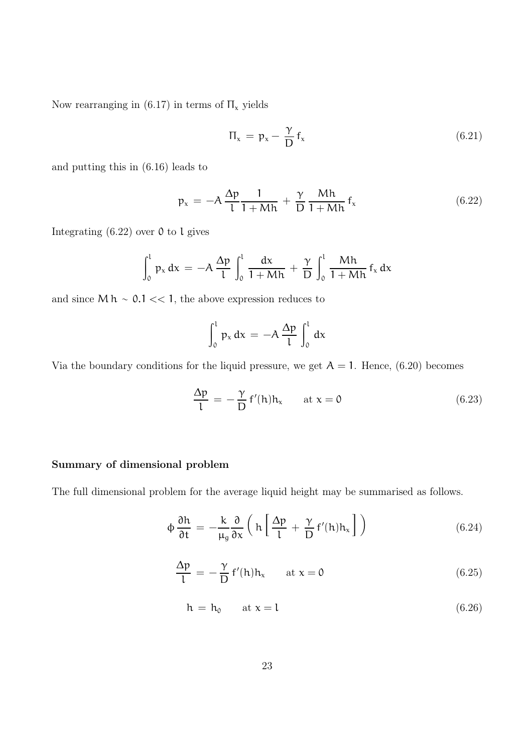Now rearranging in (6.17) in terms of $\Pi_x$ yields

$$\Pi_x = p_x - \frac{\gamma}{D} f_x \tag{6.21}$$

and putting this in (6.16) leads to

$$p_x = -A \frac{\Delta p}{l} \frac{1}{1 + Mh} + \frac{\gamma}{D} \frac{Mh}{1 + Mh} f_x \tag{6.22}$$

Integrating (6.22) over $0$ to $l$ gives

$$\int_0^l p_x \, dx = -A \frac{\Delta p}{l} \int_0^l \frac{dx}{1 + Mh} + \frac{\gamma}{D} \int_0^l \frac{Mh}{1 + Mh} f_x \, dx$$

and since $M\,h \sim 0.1 << 1$, the above expression reduces to

$$\int_0^l p_x \, dx = -A \frac{\Delta p}{l} \int_0^l dx$$

Via the boundary conditions for the liquid pressure, we get $A = 1$. Hence, (6.20) becomes

$$\frac{\Delta p}{l} = -\frac{\gamma}{D} f'(h) h_x \qquad \text{at } x = 0 \tag{6.23}$$

**Summary of dimensional problem**

The full dimensional problem for the average liquid height may be summarised as follows.

$$\phi \frac{\partial h}{\partial t} = -\frac{k}{\mu_g} \frac{\partial}{\partial x} \left( h \left[ \frac{\Delta p}{l} + \frac{\gamma}{D} f'(h) h_x \right] \right) \tag{6.24}$$

$$\frac{\Delta p}{l} = -\frac{\gamma}{D} f'(h) h_x \qquad \text{at } x = 0 \tag{6.25}$$

$$h = h_0 \qquad \text{at } x = l \tag{6.26}$$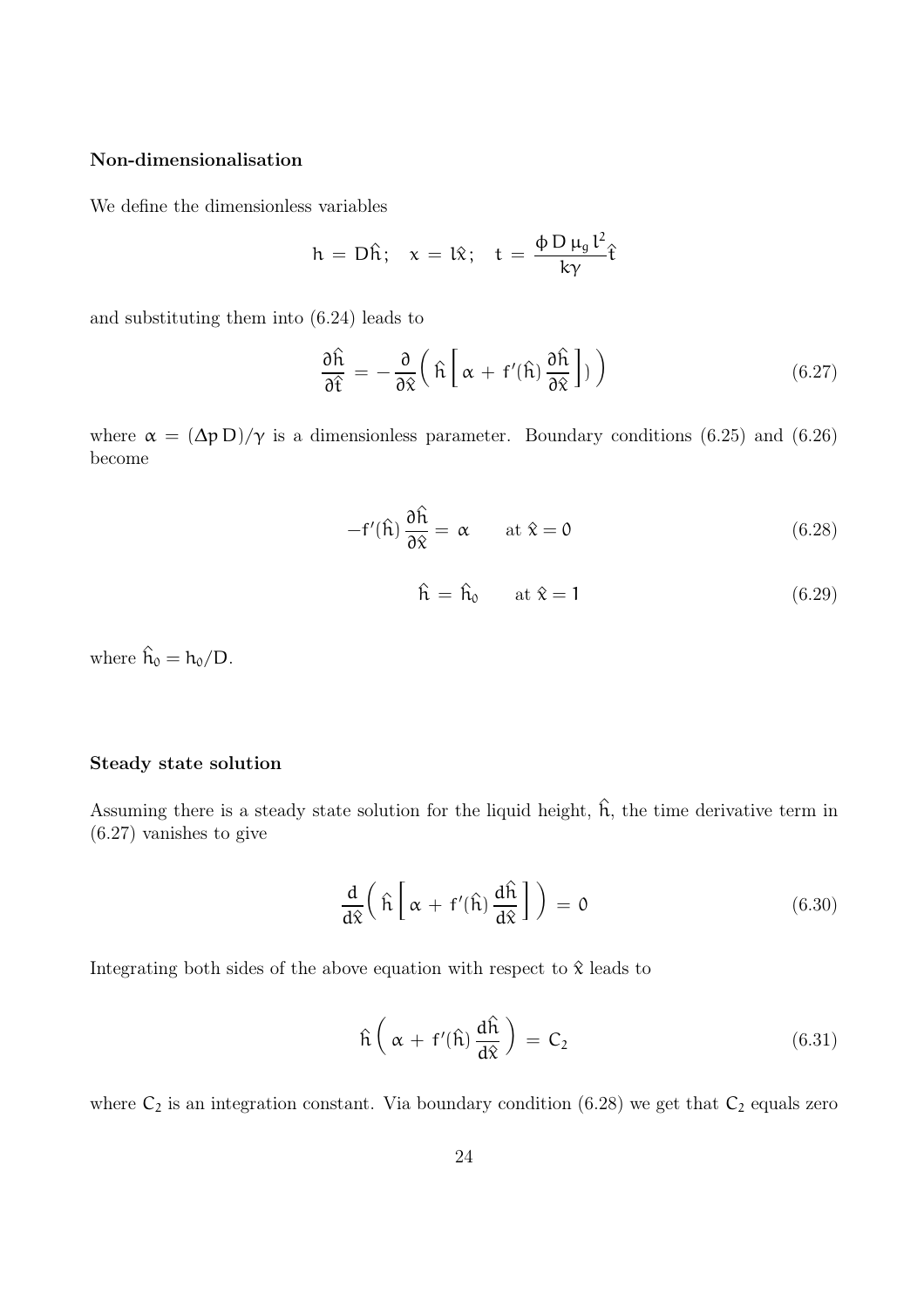**Non-dimensionalisation**

We define the dimensionless variables

$$h = D\hat{h}; \quad x = l\hat{x}; \quad t = \frac{\phi \, D \, \mu_g \, l^2}{k\gamma}\hat{t}$$

and substituting them into (6.24) leads to

$$\frac{\partial \hat{h}}{\partial \hat{t}} = -\frac{\partial}{\partial \hat{x}}\Big( \hat{h} \Big[ \alpha + f'(\hat{h}) \frac{\partial \hat{h}}{\partial \hat{x}} \Big] ) \Big) \tag{6.27}$$

where $\alpha = (\Delta p \, D)/\gamma$ is a dimensionless parameter. Boundary conditions (6.25) and (6.26) become

$$-f'(\hat{h}) \frac{\partial \hat{h}}{\partial \hat{x}} = \alpha \qquad \text{at } \hat{x} = 0 \tag{6.28}$$

$$\hat{h} = \hat{h}_0 \qquad \text{at } \hat{x} = 1 \tag{6.29}$$

where $\hat{h}_0 = h_0/D$.

**Steady state solution**

Assuming there is a steady state solution for the liquid height, $\hat{h}$, the time derivative term in (6.27) vanishes to give

$$\frac{d}{d\hat{x}}\Big( \hat{h} \Big[ \alpha + f'(\hat{h}) \frac{d\hat{h}}{d\hat{x}} \Big] \Big) = 0 \tag{6.30}$$

Integrating both sides of the above equation with respect to $\hat{x}$ leads to

$$\hat{h} \Big( \alpha + f'(\hat{h}) \frac{d\hat{h}}{d\hat{x}} \Big) = C_2 \tag{6.31}$$

where $C_2$ is an integration constant. Via boundary condition (6.28) we get that $C_2$ equals zero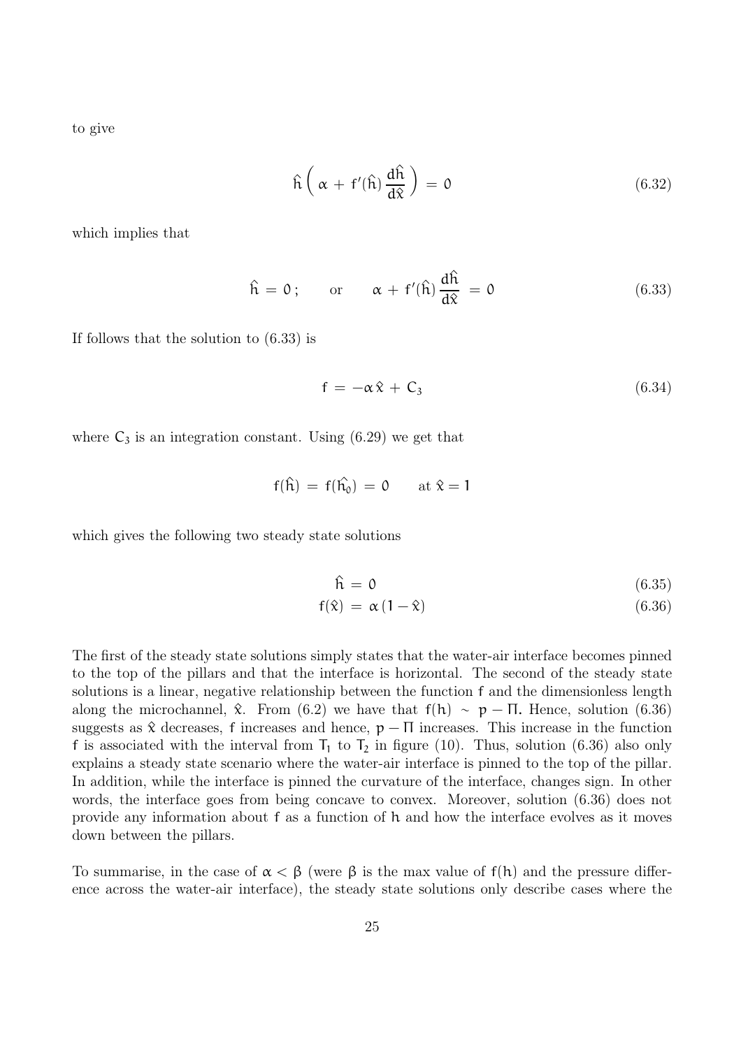to give

$$\hat{h}\left(\,\alpha \,+\, f'(\hat{h})\,\frac{d\hat{h}}{d\hat{x}}\,\right) \,=\, 0 \tag{6.32}$$

which implies that

$$\hat{h} \,=\, 0\,; \qquad \text{or} \qquad \alpha \,+\, f'(\hat{h})\,\frac{d\hat{h}}{d\hat{x}} \,=\, 0 \tag{6.33}$$

If follows that the solution to (6.33) is

$$f \,=\, -\alpha\,\hat{x} \,+\, C_3 \tag{6.34}$$

where $C_3$ is an integration constant. Using (6.29) we get that

$$f(\hat{h}) \,=\, f(\hat{h_0}) \,=\, 0 \qquad \text{at } \hat{x} = 1$$

which gives the following two steady state solutions

$$\hat{h} \,=\, 0 \tag{6.35}$$

$$f(\hat{x}) \,=\, \alpha\,(1 - \hat{x}) \tag{6.36}$$

The first of the steady state solutions simply states that the water-air interface becomes pinned to the top of the pillars and that the interface is horizontal. The second of the steady state solutions is a linear, negative relationship between the function $f$ and the dimensionless length along the microchannel, $\hat{x}$. From (6.2) we have that $f(h) \sim p - \Pi$. Hence, solution (6.36) suggests as $\hat{x}$ decreases, $f$ increases and hence, $p - \Pi$ increases. This increase in the function $f$ is associated with the interval from $T_1$ to $T_2$ in figure (10). Thus, solution (6.36) also only explains a steady state scenario where the water-air interface is pinned to the top of the pillar. In addition, while the interface is pinned the curvature of the interface, changes sign. In other words, the interface goes from being concave to convex. Moreover, solution (6.36) does not provide any information about $f$ as a function of $h$ and how the interface evolves as it moves down between the pillars.

To summarise, in the case of $\alpha < \beta$ (were $\beta$ is the max value of $f(h)$ and the pressure difference across the water-air interface), the steady state solutions only describe cases where the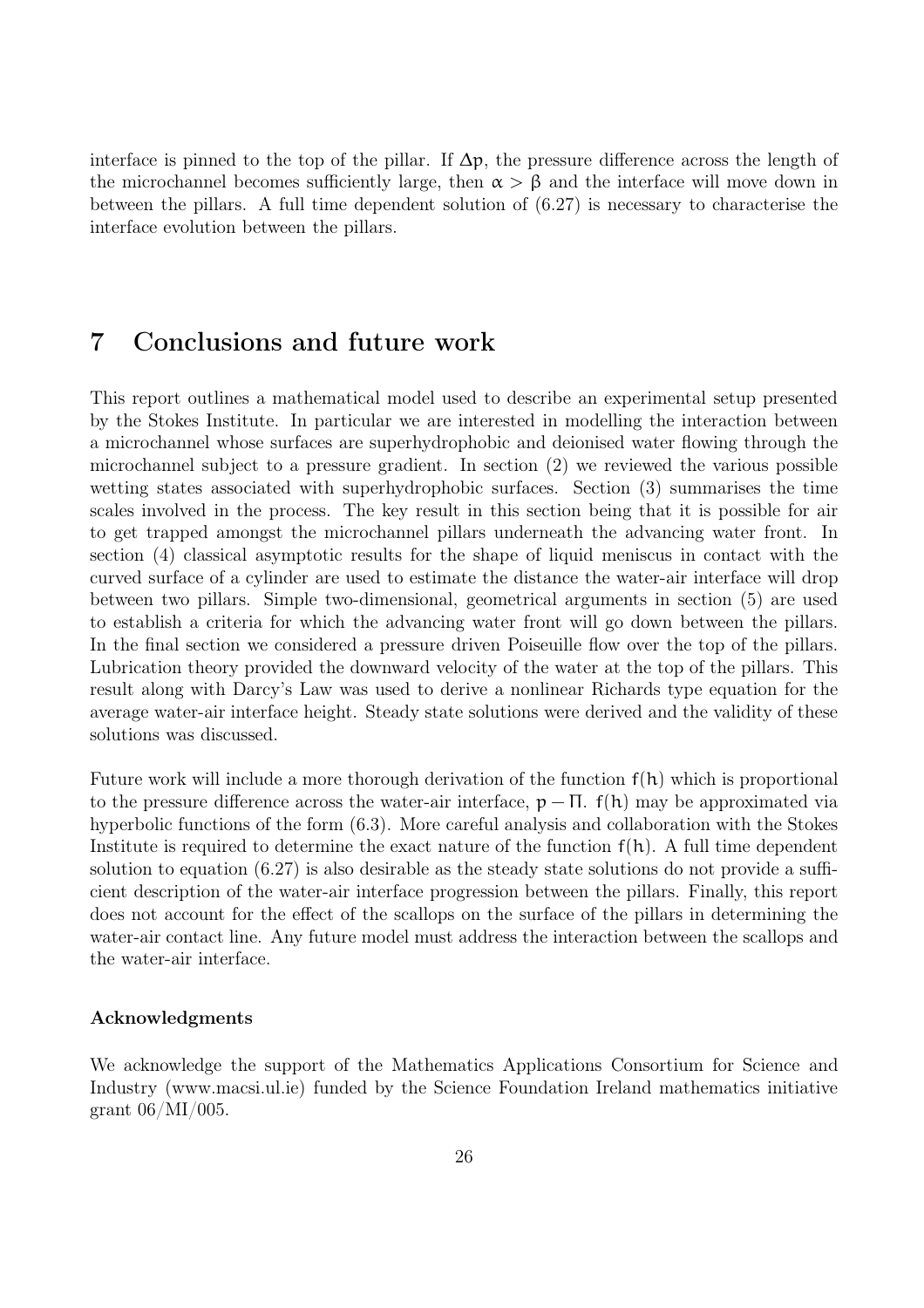interface is pinned to the top of the pillar. If $\Delta p$, the pressure difference across the length of the microchannel becomes sufficiently large, then $\alpha > \beta$ and the interface will move down in between the pillars. A full time dependent solution of (6.27) is necessary to characterise the interface evolution between the pillars.

# 7 Conclusions and future work

This report outlines a mathematical model used to describe an experimental setup presented by the Stokes Institute. In particular we are interested in modelling the interaction between a microchannel whose surfaces are superhydrophobic and deionised water flowing through the microchannel subject to a pressure gradient. In section (2) we reviewed the various possible wetting states associated with superhydrophobic surfaces. Section (3) summarises the time scales involved in the process. The key result in this section being that it is possible for air to get trapped amongst the microchannel pillars underneath the advancing water front. In section (4) classical asymptotic results for the shape of liquid meniscus in contact with the curved surface of a cylinder are used to estimate the distance the water-air interface will drop between two pillars. Simple two-dimensional, geometrical arguments in section (5) are used to establish a criteria for which the advancing water front will go down between the pillars. In the final section we considered a pressure driven Poiseuille flow over the top of the pillars. Lubrication theory provided the downward velocity of the water at the top of the pillars. This result along with Darcy's Law was used to derive a nonlinear Richards type equation for the average water-air interface height. Steady state solutions were derived and the validity of these solutions was discussed.

Future work will include a more thorough derivation of the function $f(h)$ which is proportional to the pressure difference across the water-air interface, $p - \Pi$. $f(h)$ may be approximated via hyperbolic functions of the form (6.3). More careful analysis and collaboration with the Stokes Institute is required to determine the exact nature of the function $f(h)$. A full time dependent solution to equation (6.27) is also desirable as the steady state solutions do not provide a sufficient description of the water-air interface progression between the pillars. Finally, this report does not account for the effect of the scallops on the surface of the pillars in determining the water-air contact line. Any future model must address the interaction between the scallops and the water-air interface.

### Acknowledgments

We acknowledge the support of the Mathematics Applications Consortium for Science and Industry (www.macsi.ul.ie) funded by the Science Foundation Ireland mathematics initiative grant 06/MI/005.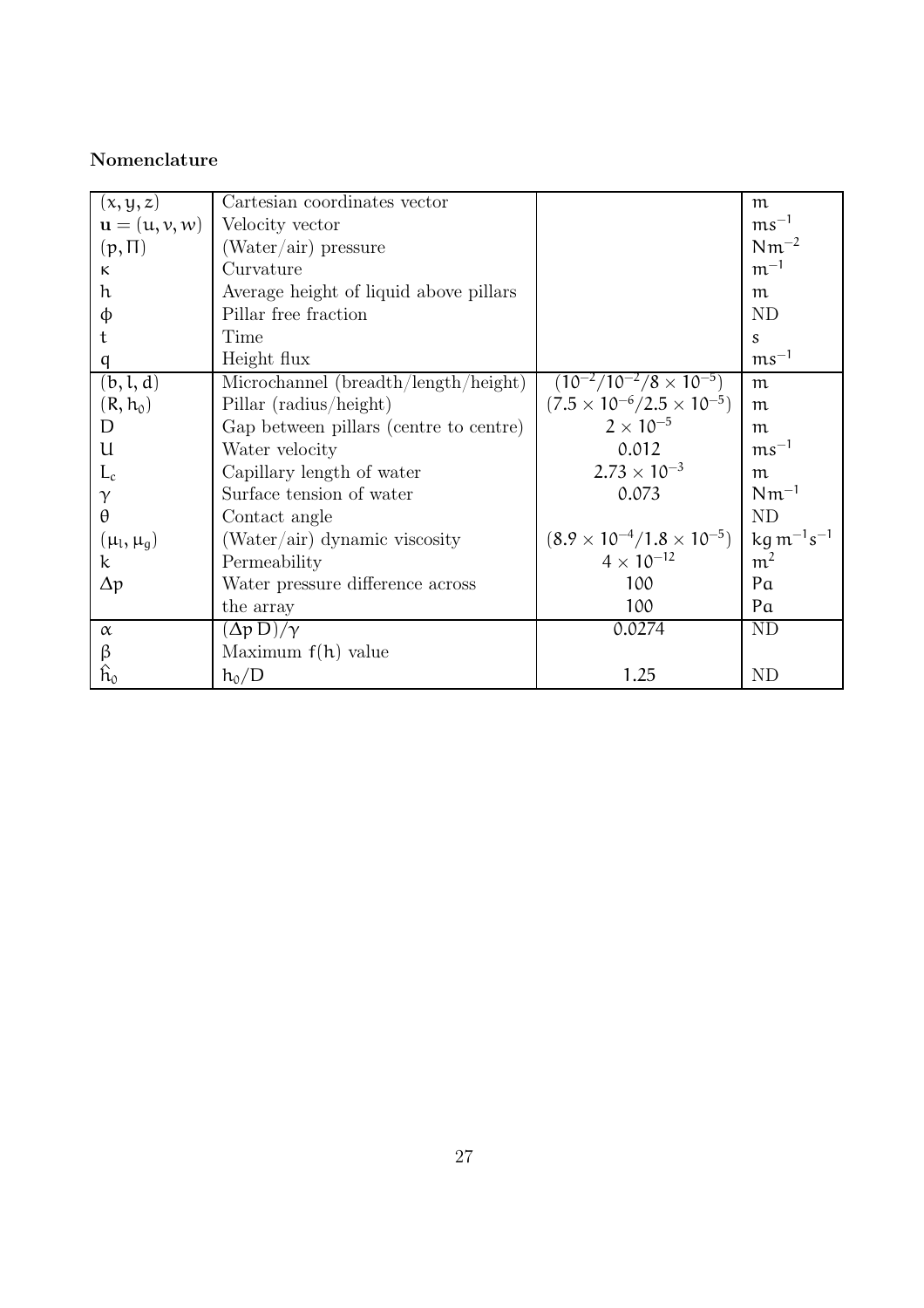**Nomenclature**

| | | | |
|---|---|---|---|
| $(x, y, z)$ | Cartesian coordinates vector | | $m$ |
| $\mathbf{u} = (u, v, w)$ | Velocity vector | | $ms^{-1}$ |
| $(p, \Pi)$ | (Water/air) pressure | | $Nm^{-2}$ |
| $\kappa$ | Curvature | | $m^{-1}$ |
| $h$ | Average height of liquid above pillars | | $m$ |
| $\phi$ | Pillar free fraction | | ND |
| $t$ | Time | | $s$ |
| $q$ | Height flux | | $ms^{-1}$ |
| $(b, l, d)$ | Microchannel (breadth/length/height) | $(10^{-2}/10^{-2}/8 \times 10^{-5})$ | $m$ |
| $(R, h_0)$ | Pillar (radius/height) | $(7.5 \times 10^{-6}/2.5 \times 10^{-5})$ | $m$ |
| $D$ | Gap between pillars (centre to centre) | $2 \times 10^{-5}$ | $m$ |
| $U$ | Water velocity | $0.012$ | $ms^{-1}$ |
| $L_c$ | Capillary length of water | $2.73 \times 10^{-3}$ | $m$ |
| $\gamma$ | Surface tension of water | $0.073$ | $Nm^{-1}$ |
| $\theta$ | Contact angle | | ND |
| $(\mu_l, \mu_g)$ | (Water/air) dynamic viscosity | $(8.9 \times 10^{-4}/1.8 \times 10^{-5})$ | $kg\,m^{-1}s^{-1}$ |
| $k$ | Permeability | $4 \times 10^{-12}$ | $m^2$ |
| $\Delta p$ | Water pressure difference across | $100$ | $Pa$ |
| | the array | $100$ | $Pa$ |
| $\alpha$ | $(\Delta p\, D)/\gamma$ | $0.0274$ | ND |
| $\beta$ | Maximum $f(h)$ value | | |
| $\hat{h}_0$ | $h_0/D$ | $1.25$ | ND |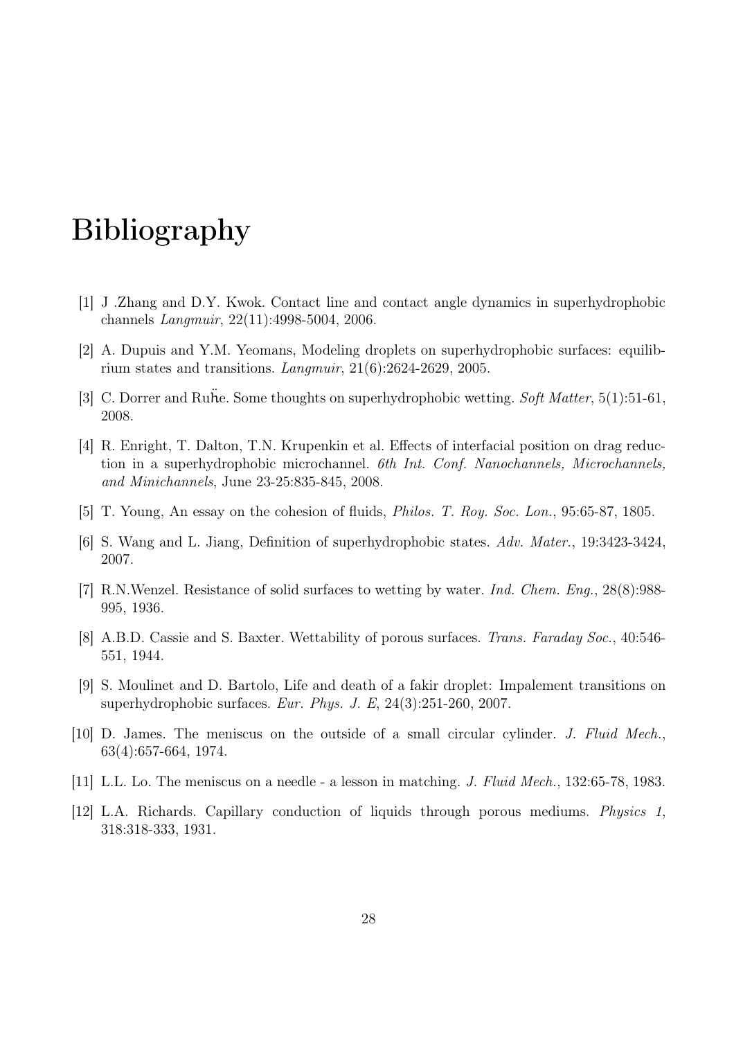# Bibliography

[1] J .Zhang and D.Y. Kwok. Contact line and contact angle dynamics in superhydrophobic channels *Langmuir*, 22(11):4998-5004, 2006.

[2] A. Dupuis and Y.M. Yeomans, Modeling droplets on superhydrophobic surfaces: equilibrium states and transitions. *Langmuir*, 21(6):2624-2629, 2005.

[3] C. Dorrer and Ruḧe. Some thoughts on superhydrophobic wetting. *Soft Matter*, 5(1):51-61, 2008.

[4] R. Enright, T. Dalton, T.N. Krupenkin et al. Effects of interfacial position on drag reduction in a superhydrophobic microchannel. *6th Int. Conf. Nanochannels, Microchannels, and Minichannels*, June 23-25:835-845, 2008.

[5] T. Young, An essay on the cohesion of fluids, *Philos. T. Roy. Soc. Lon.*, 95:65-87, 1805.

[6] S. Wang and L. Jiang, Definition of superhydrophobic states. *Adv. Mater.*, 19:3423-3424, 2007.

[7] R.N.Wenzel. Resistance of solid surfaces to wetting by water. *Ind. Chem. Eng.*, 28(8):988-995, 1936.

[8] A.B.D. Cassie and S. Baxter. Wettability of porous surfaces. *Trans. Faraday Soc.*, 40:546-551, 1944.

[9] S. Moulinet and D. Bartolo, Life and death of a fakir droplet: Impalement transitions on superhydrophobic surfaces. *Eur. Phys. J. E*, 24(3):251-260, 2007.

[10] D. James. The meniscus on the outside of a small circular cylinder. *J. Fluid Mech.*, 63(4):657-664, 1974.

[11] L.L. Lo. The meniscus on a needle - a lesson in matching. *J. Fluid Mech.*, 132:65-78, 1983.

[12] L.A. Richards. Capillary conduction of liquids through porous mediums. *Physics 1*, 318:318-333, 1931.